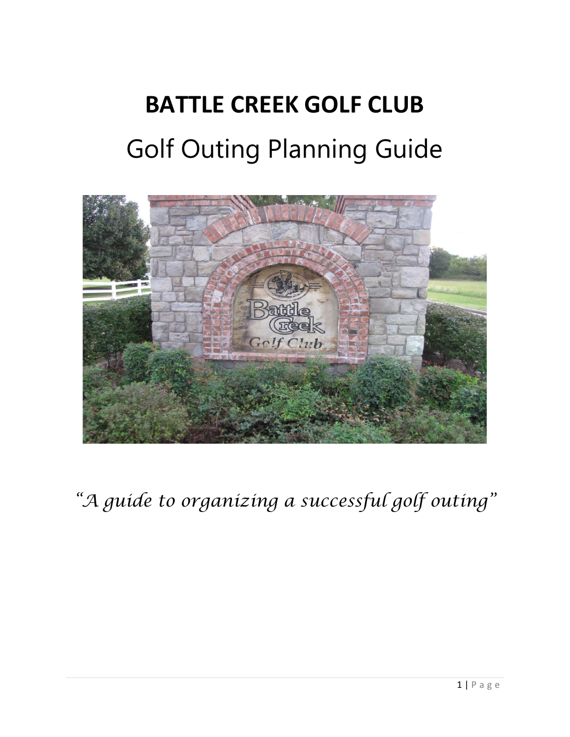# BATTLE CREEK GOLF CLUB

## Golf Outing Planning Guide

*"A guide to organizing a successful golf outing"*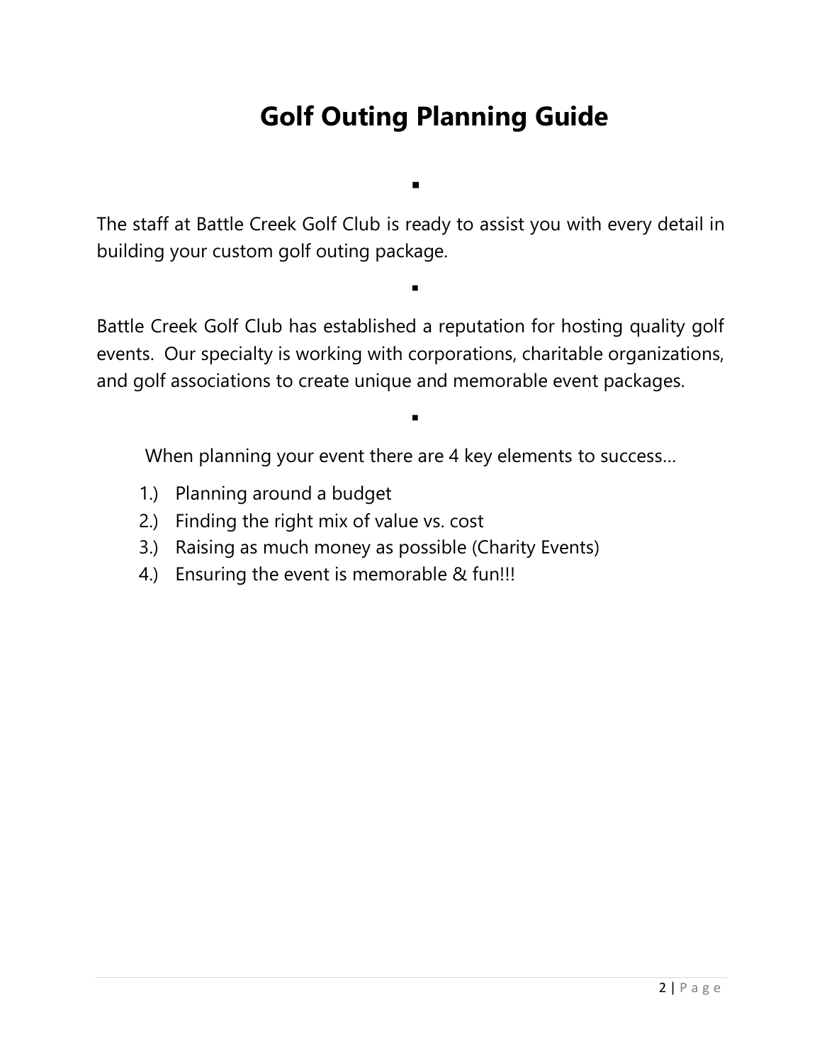# Golf Outing Planning Guide

▪

The staff at Battle Creek Golf Club is ready to assist you with every detail in building your custom golf outing package.

▪

Battle Creek Golf Club has established a reputation for hosting quality golf events. Our specialty is working with corporations, charitable organizations, and golf associations to create unique and memorable event packages.

▪

When planning your event there are 4 key elements to success…

1.) Planning around a budget
2.) Finding the right mix of value vs. cost
3.) Raising as much money as possible (Charity Events)
4.) Ensuring the event is memorable & fun!!!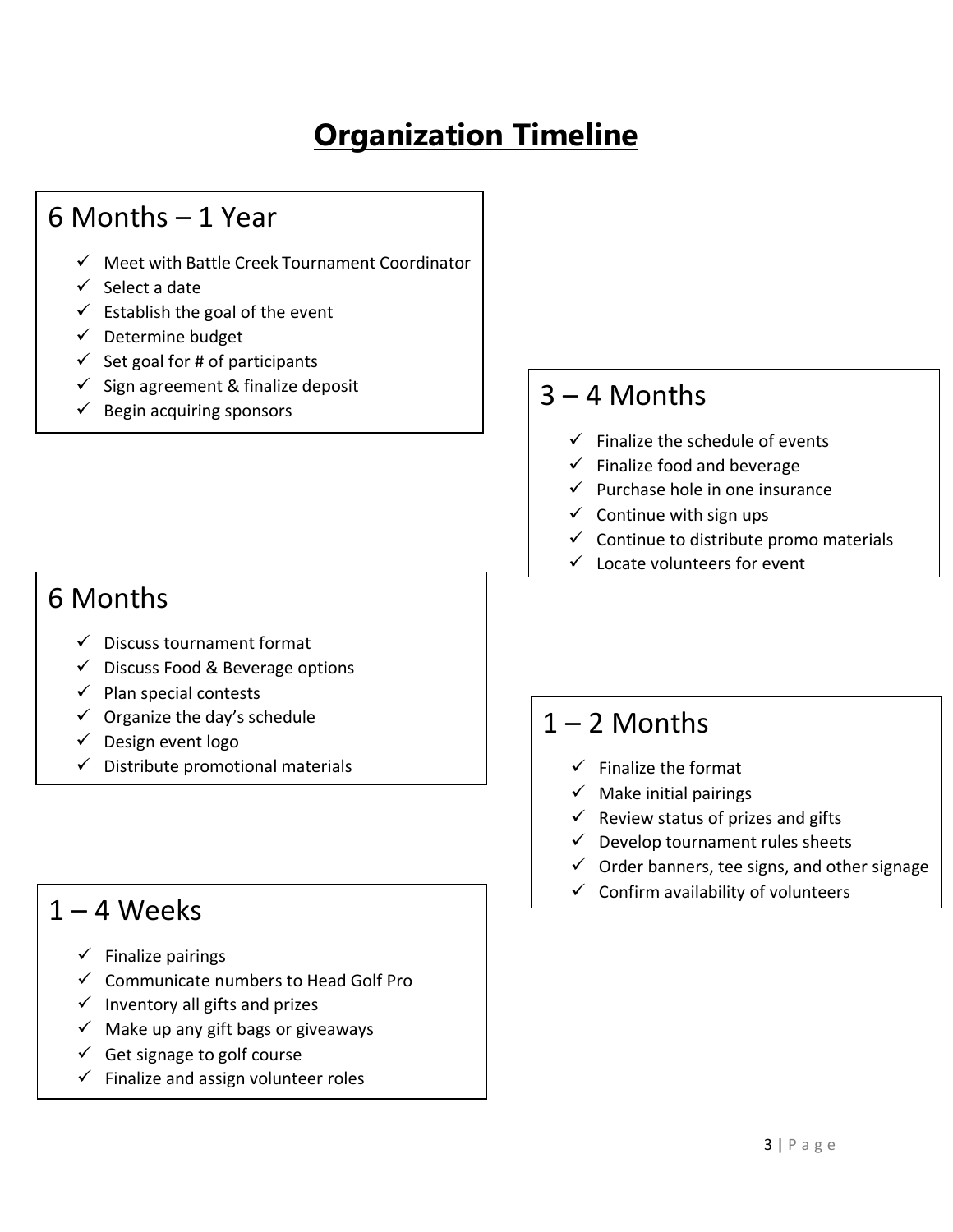# Organization Timeline

## 6 Months – 1 Year

- ✓ Meet with Battle Creek Tournament Coordinator
- ✓ Select a date
- ✓ Establish the goal of the event
- ✓ Determine budget
- ✓ Set goal for # of participants
- ✓ Sign agreement & finalize deposit
- ✓ Begin acquiring sponsors

## 6 Months

- ✓ Discuss tournament format
- ✓ Discuss Food & Beverage options
- ✓ Plan special contests
- ✓ Organize the day's schedule
- ✓ Design event logo
- ✓ Distribute promotional materials

## 3 – 4 Months

- ✓ Finalize the schedule of events
- ✓ Finalize food and beverage
- ✓ Purchase hole in one insurance
- ✓ Continue with sign ups
- ✓ Continue to distribute promo materials
- ✓ Locate volunteers for event

## 1 – 2 Months

- ✓ Finalize the format
- ✓ Make initial pairings
- ✓ Review status of prizes and gifts
- ✓ Develop tournament rules sheets
- ✓ Order banners, tee signs, and other signage
- ✓ Confirm availability of volunteers

## 1 – 4 Weeks

- ✓ Finalize pairings
- ✓ Communicate numbers to Head Golf Pro
- ✓ Inventory all gifts and prizes
- ✓ Make up any gift bags or giveaways
- ✓ Get signage to golf course
- ✓ Finalize and assign volunteer roles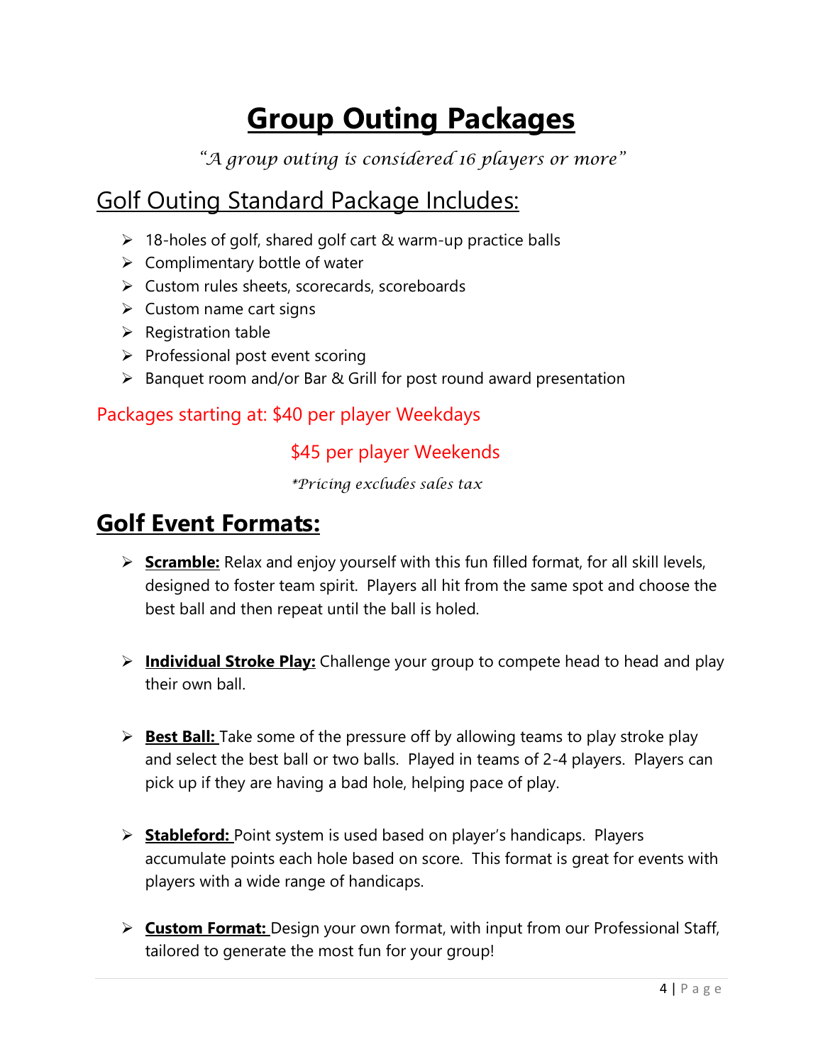# Group Outing Packages

*"A group outing is considered 16 players or more"*

## Golf Outing Standard Package Includes:

- 18-holes of golf, shared golf cart & warm-up practice balls
- Complimentary bottle of water
- Custom rules sheets, scorecards, scoreboards
- Custom name cart signs
- Registration table
- Professional post event scoring
- Banquet room and/or Bar & Grill for post round award presentation

Packages starting at: $40 per player Weekdays

$45 per player Weekends

*\*Pricing excludes sales tax*

## Golf Event Formats:

- **Scramble:** Relax and enjoy yourself with this fun filled format, for all skill levels, designed to foster team spirit. Players all hit from the same spot and choose the best ball and then repeat until the ball is holed.

- **Individual Stroke Play:** Challenge your group to compete head to head and play their own ball.

- **Best Ball:** Take some of the pressure off by allowing teams to play stroke play and select the best ball or two balls. Played in teams of 2-4 players. Players can pick up if they are having a bad hole, helping pace of play.

- **Stableford:** Point system is used based on player's handicaps. Players accumulate points each hole based on score. This format is great for events with players with a wide range of handicaps.

- **Custom Format:** Design your own format, with input from our Professional Staff, tailored to generate the most fun for your group!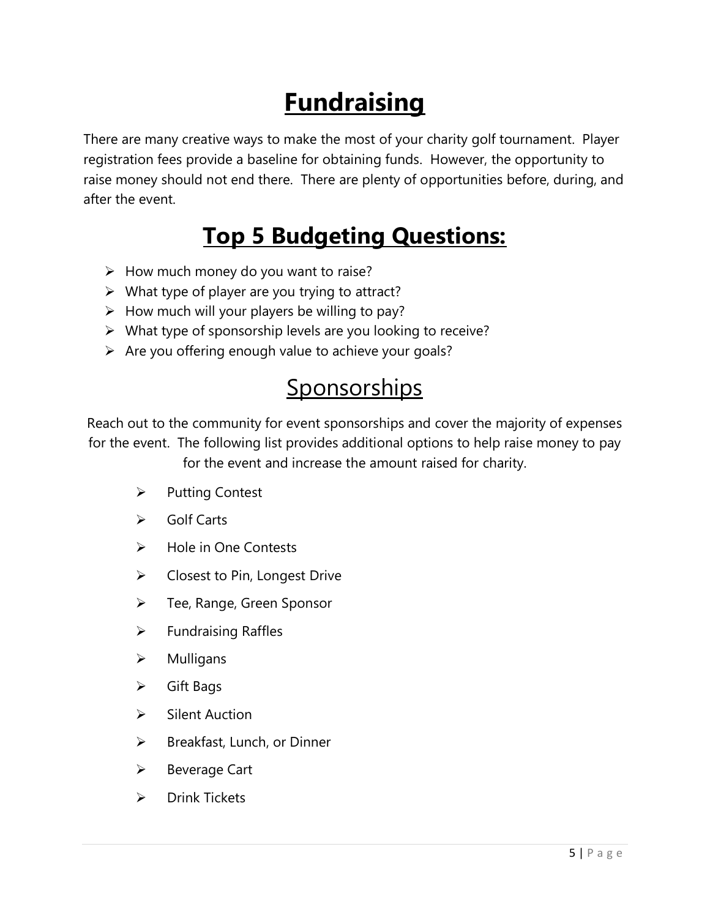# Fundraising

There are many creative ways to make the most of your charity golf tournament. Player registration fees provide a baseline for obtaining funds. However, the opportunity to raise money should not end there. There are plenty of opportunities before, during, and after the event.

# Top 5 Budgeting Questions:

- How much money do you want to raise?
- What type of player are you trying to attract?
- How much will your players be willing to pay?
- What type of sponsorship levels are you looking to receive?
- Are you offering enough value to achieve your goals?

## Sponsorships

Reach out to the community for event sponsorships and cover the majority of expenses for the event. The following list provides additional options to help raise money to pay for the event and increase the amount raised for charity.

- Putting Contest
- Golf Carts
- Hole in One Contests
- Closest to Pin, Longest Drive
- Tee, Range, Green Sponsor
- Fundraising Raffles
- Mulligans
- Gift Bags
- Silent Auction
- Breakfast, Lunch, or Dinner
- Beverage Cart
- Drink Tickets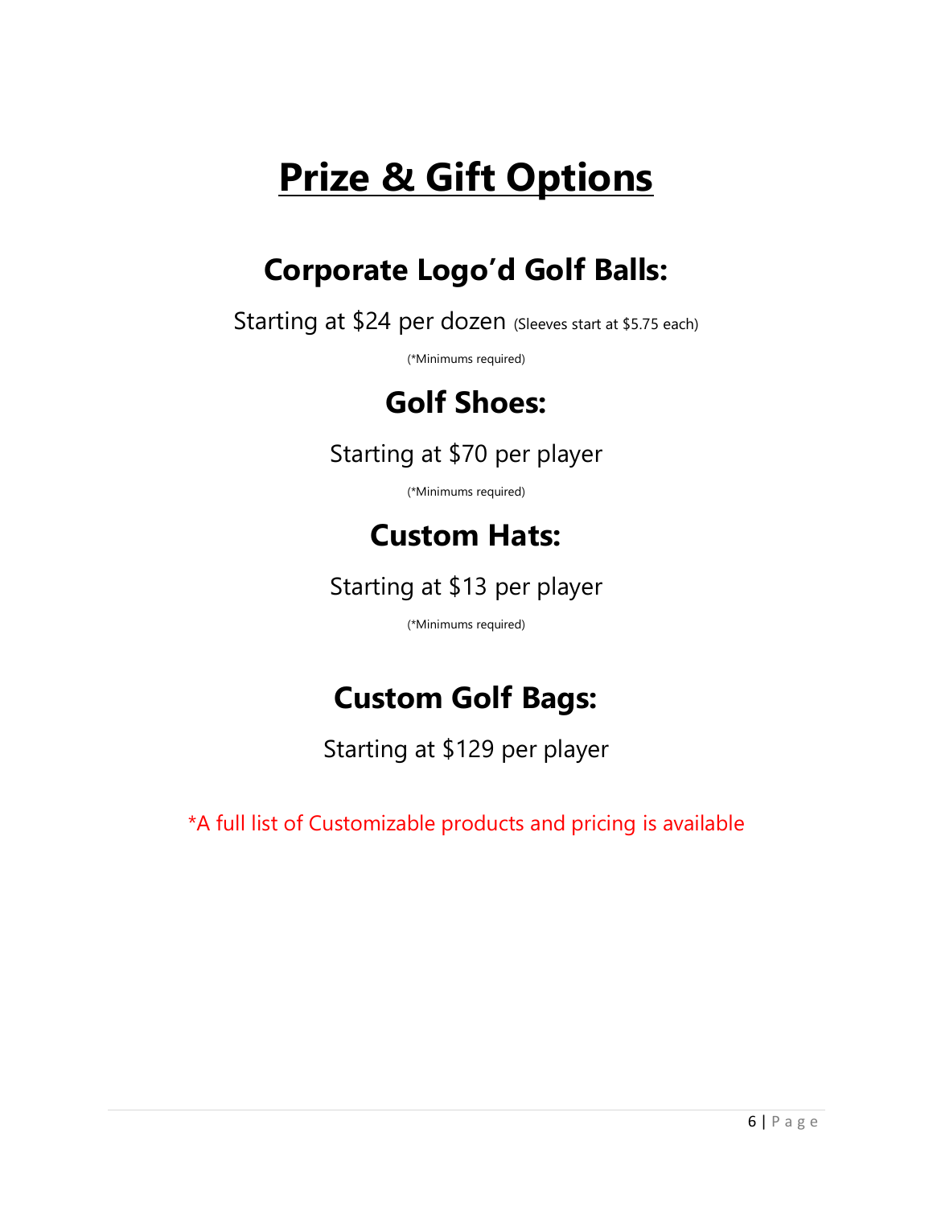# Prize & Gift Options

## Corporate Logo'd Golf Balls:

Starting at $24 per dozen (Sleeves start at $5.75 each)

(*Minimums required)

## Golf Shoes:

Starting at $70 per player

(*Minimums required)

## Custom Hats:

Starting at $13 per player

(*Minimums required)

## Custom Golf Bags:

Starting at $129 per player

*A full list of Customizable products and pricing is available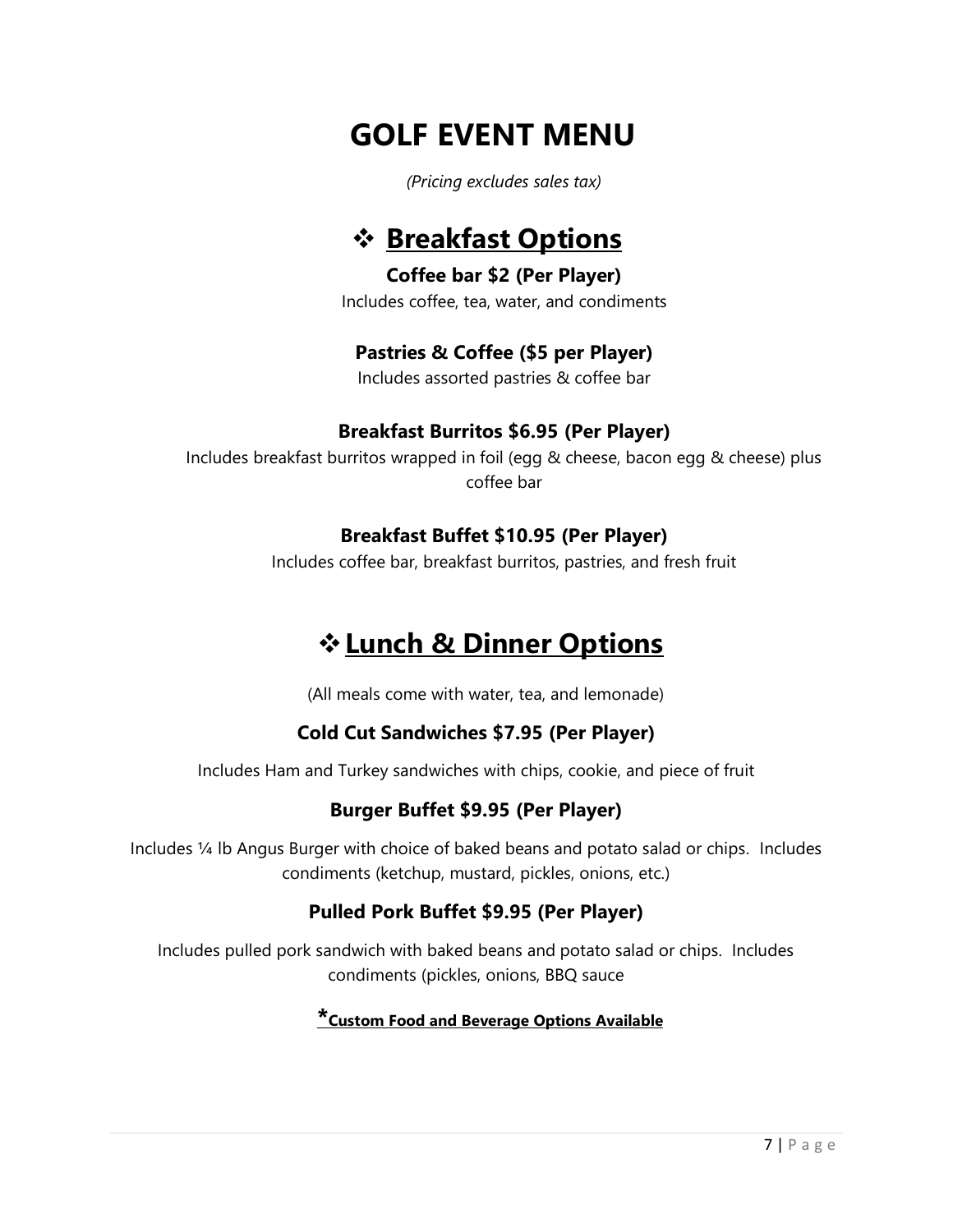# GOLF EVENT MENU

*(Pricing excludes sales tax)*

## ❖ Breakfast Options

### Coffee bar $2 (Per Player)

Includes coffee, tea, water, and condiments

### Pastries & Coffee ($5 per Player)

Includes assorted pastries & coffee bar

### Breakfast Burritos $6.95 (Per Player)

Includes breakfast burritos wrapped in foil (egg & cheese, bacon egg & cheese) plus coffee bar

### Breakfast Buffet $10.95 (Per Player)

Includes coffee bar, breakfast burritos, pastries, and fresh fruit

## ❖ Lunch & Dinner Options

(All meals come with water, tea, and lemonade)

### Cold Cut Sandwiches $7.95 (Per Player)

Includes Ham and Turkey sandwiches with chips, cookie, and piece of fruit

### Burger Buffet $9.95 (Per Player)

Includes ¼ lb Angus Burger with choice of baked beans and potato salad or chips. Includes condiments (ketchup, mustard, pickles, onions, etc.)

### Pulled Pork Buffet $9.95 (Per Player)

Includes pulled pork sandwich with baked beans and potato salad or chips. Includes condiments (pickles, onions, BBQ sauce

**\*Custom Food and Beverage Options Available**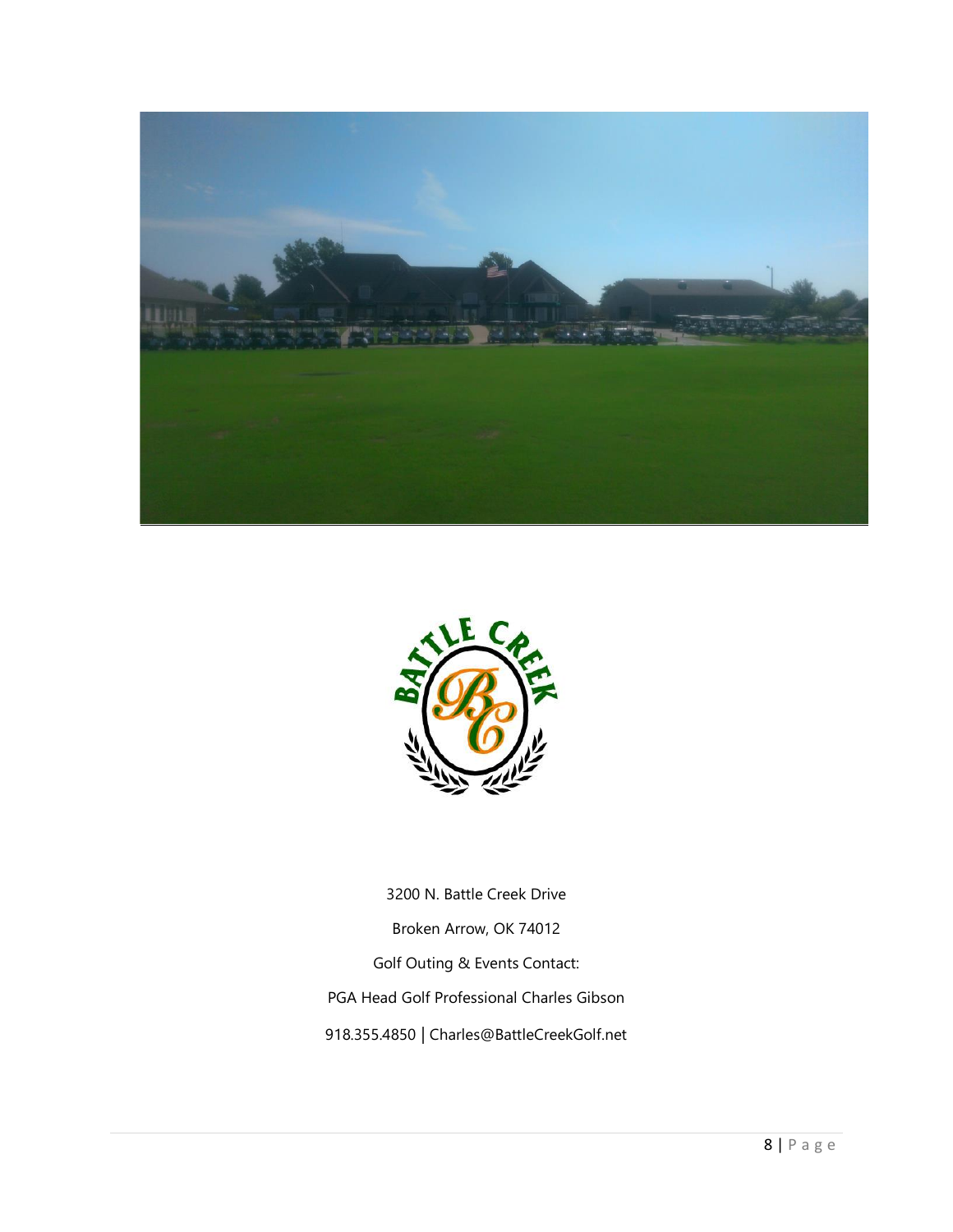3200 N. Battle Creek Drive

Broken Arrow, OK 74012

Golf Outing & Events Contact:

PGA Head Golf Professional Charles Gibson

918.355.4850 | Charles@BattleCreekGolf.net